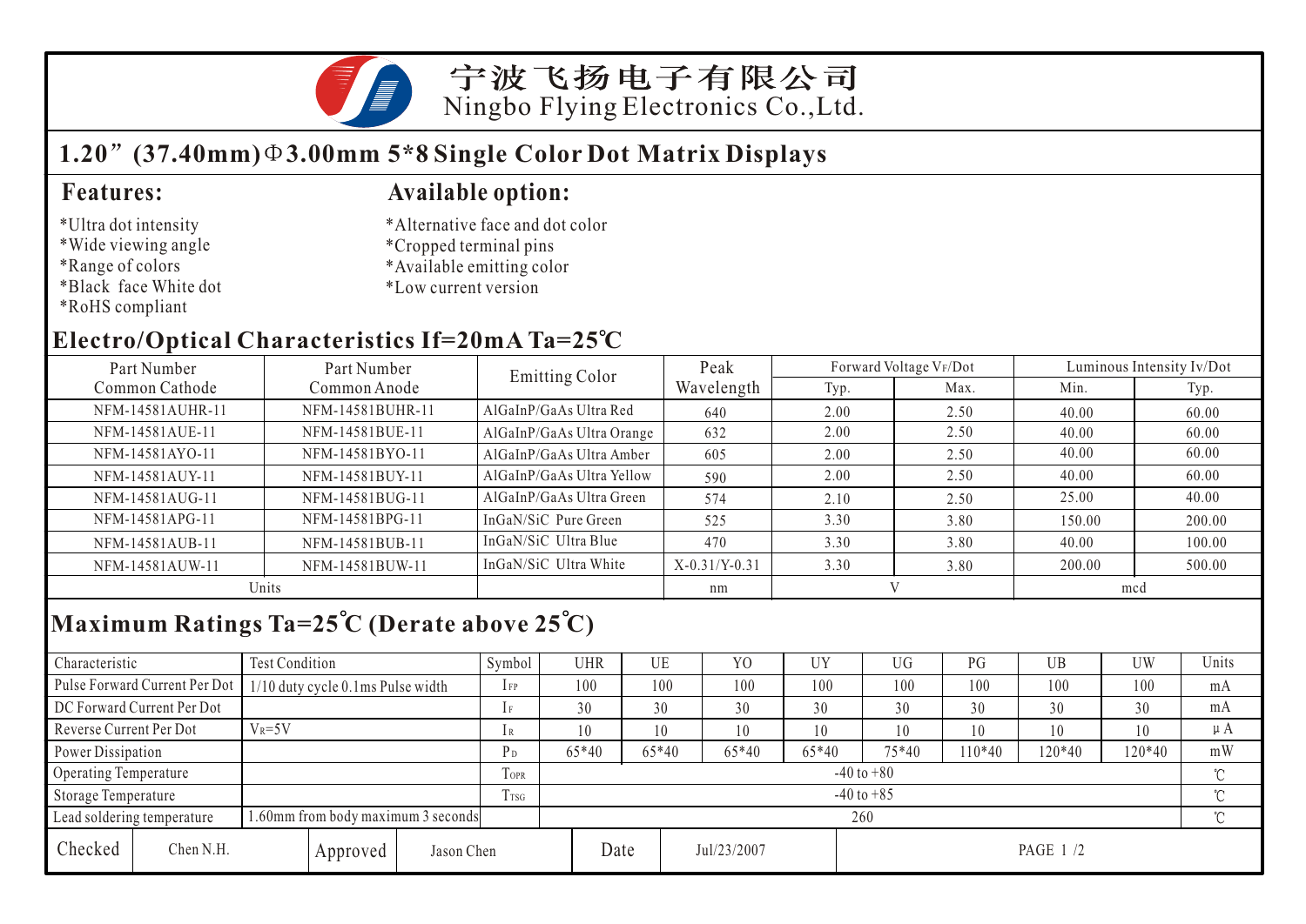# 宁波飞扬电子有限公司

Ningbo Flying Electronics Co.,Ltd.

## 1.20”(37.40mm)Φ3.00mm 5*8 Single Color Dot Matrix Displays

### Features:

- *Ultra dot intensity
- *Wide viewing angle
- *Range of colors
- *Black face White dot
- *RoHS compliant

### Available option:

- *Alternative face and dot color
- *Cropped terminal pins
- *Available emitting color
- *Low current version

## Electro/Optical Characteristics If=20mA Ta=25℃

| Part Number Common Cathode | Part Number Common Anode | Emitting Color | Peak Wavelength | Forward Voltage VF/Dot | | Luminous Intensity Iv/Dot | |
|---|---|---|---|---|---|---|---|
| | | | | Typ. | Max. | Min. | Typ. |
| NFM-14581AUHR-11 | NFM-14581BUHR-11 | AlGaInP/GaAs Ultra Red | 640 | 2.00 | 2.50 | 40.00 | 60.00 |
| NFM-14581AUE-11 | NFM-14581BUE-11 | AlGaInP/GaAs Ultra Orange | 632 | 2.00 | 2.50 | 40.00 | 60.00 |
| NFM-14581AYO-11 | NFM-14581BYO-11 | AlGaInP/GaAs Ultra Amber | 605 | 2.00 | 2.50 | 40.00 | 60.00 |
| NFM-14581AUY-11 | NFM-14581BUY-11 | AlGaInP/GaAs Ultra Yellow | 590 | 2.00 | 2.50 | 40.00 | 60.00 |
| NFM-14581AUG-11 | NFM-14581BUG-11 | AlGaInP/GaAs Ultra Green | 574 | 2.10 | 2.50 | 25.00 | 40.00 |
| NFM-14581APG-11 | NFM-14581BPG-11 | InGaN/SiC Pure Green | 525 | 3.30 | 3.80 | 150.00 | 200.00 |
| NFM-14581AUB-11 | NFM-14581BUB-11 | InGaN/SiC Ultra Blue | 470 | 3.30 | 3.80 | 40.00 | 100.00 |
| NFM-14581AUW-11 | NFM-14581BUW-11 | InGaN/SiC Ultra White | X-0.31/Y-0.31 | 3.30 | 3.80 | 200.00 | 500.00 |
| Units | | | nm | V | | mcd | |

## Maximum Ratings Ta=25℃ (Derate above 25℃)

| Characteristic | Test Condition | Symbol | UHR | UE | YO | UY | UG | PG | UB | UW | Units |
|---|---|---|---|---|---|---|---|---|---|---|---|
| Pulse Forward Current Per Dot | 1/10 duty cycle 0.1ms Pulse width | $I_{FP}$ | 100 | 100 | 100 | 100 | 100 | 100 | 100 | 100 | mA |
| DC Forward Current Per Dot | | $I_F$ | 30 | 30 | 30 | 30 | 30 | 30 | 30 | 30 | mA |
| Reverse Current Per Dot | $V_R$=5V | $I_R$ | 10 | 10 | 10 | 10 | 10 | 10 | 10 | 10 | μA |
| Power Dissipation | | $P_D$ | 65*40 | 65*40 | 65*40 | 65*40 | 75*40 | 110*40 | 120*40 | 120*40 | mW |
| Operating Temperature | | $T_{OPR}$ | -40 to +80 | | | | | | | | ℃ |
| Storage Temperature | | $T_{TSG}$ | -40 to +85 | | | | | | | | ℃ |
| Lead soldering temperature | 1.60mm from body maximum 3 seconds | | 260 | | | | | | | | ℃ |

| Checked | Chen N.H. | Approved | Jason Chen | Date | Jul/23/2007 |
|---|---|---|---|---|---|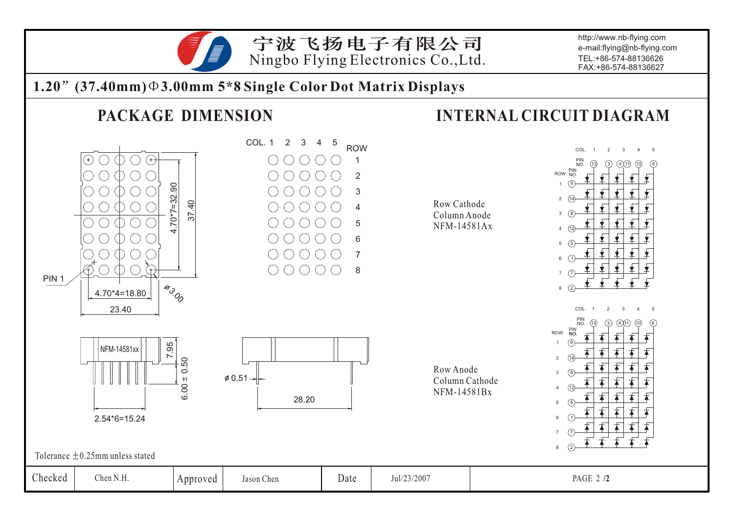宁波飞扬电子有限公司
Ningbo Flying Electronics Co.,Ltd.

http://www.nb-flying.com
e-mail:flying@nb-flying.com
TEL:+86-574-88136626
FAX:+86-574-88136627

# 1.20”(37.40mm)Φ3.00mm 5*8 Single Color Dot Matrix Displays

## PACKAGE DIMENSION

COL. 1 2 3 4 5
ROW
1
2
3
4
5
6
7
8

PIN 1
4.70*7=32.90
37.40
4.70*4=18.80
23.40
ø3.00

NFM-14581xx
7.95
6.00 ± 0.50
2.54*6=15.24
ø 0.51
28.20

Tolerance ±0.25mm unless stated

## INTERNAL CIRCUIT DIAGRAM

Row Cathode
Column Anode
NFM-14581Ax

COL. 1 2 3 4 5
PIN NO. 13 3 4 11 10 6
ROW PIN NO.
1 9
2 14
3 8
4 12
5 5
6 1
7 7
8 2

Row Anode
Column Cathode
NFM-14581Bx

COL. 1 2 3 4 5
PIN NO. 13 3 4 11 10 6
ROW PIN NO.
1 9
2 14
3 8
4 12
5 5
6 1
7 7
8 2

| Checked | Chen N.H. | Approved | Jason Chen | Date | Jul/23/2007 |
|---|---|---|---|---|---|